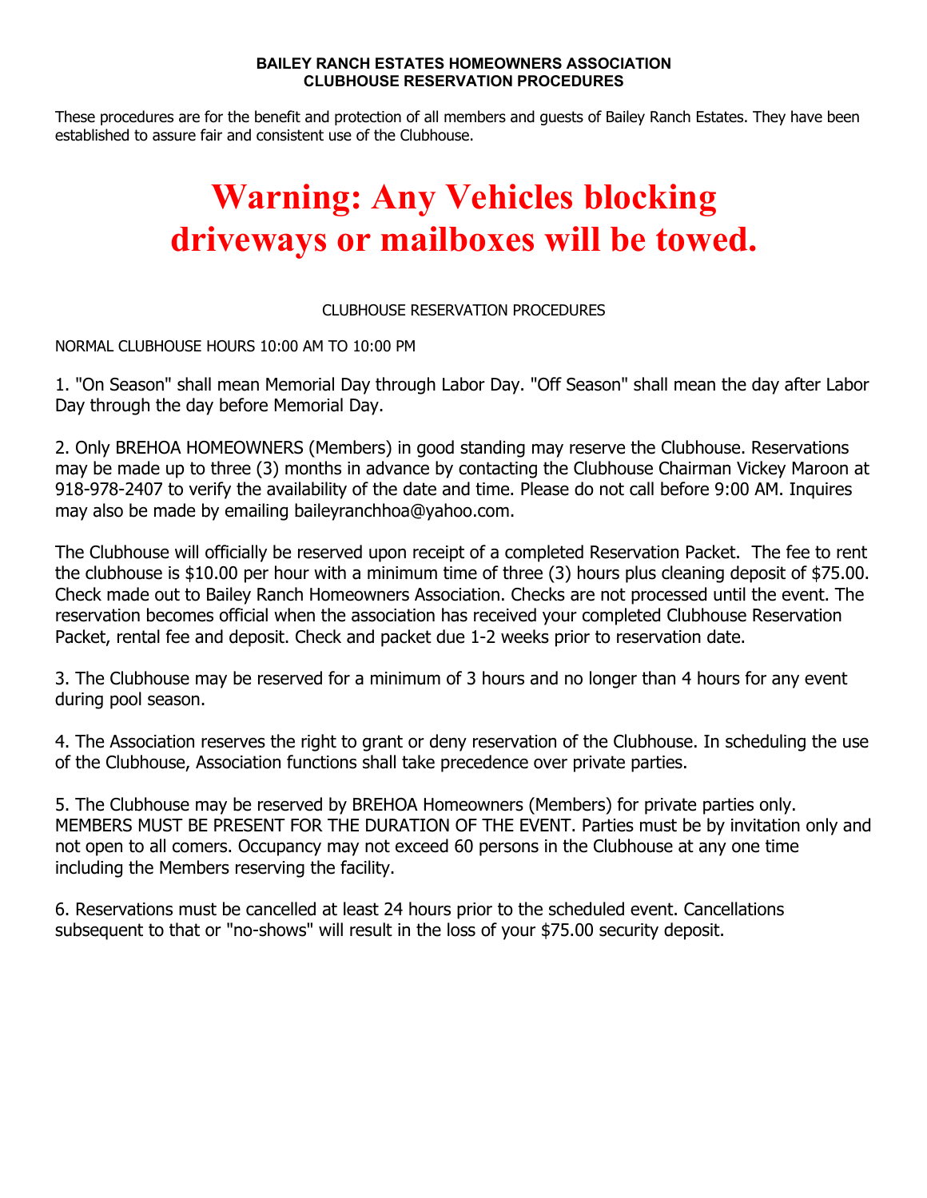# BAILEY RANCH ESTATES HOMEOWNERS ASSOCIATION
## CLUBHOUSE RESERVATION PROCEDURES

These procedures are for the benefit and protection of all members and guests of Bailey Ranch Estates. They have been established to assure fair and consistent use of the Clubhouse.

# Warning: Any Vehicles blocking driveways or mailboxes will be towed.

CLUBHOUSE RESERVATION PROCEDURES

NORMAL CLUBHOUSE HOURS 10:00 AM TO 10:00 PM

1. "On Season" shall mean Memorial Day through Labor Day. "Off Season" shall mean the day after Labor Day through the day before Memorial Day.

2. Only BREHOA HOMEOWNERS (Members) in good standing may reserve the Clubhouse. Reservations may be made up to three (3) months in advance by contacting the Clubhouse Chairman Vickey Maroon at 918-978-2407 to verify the availability of the date and time. Please do not call before 9:00 AM. Inquires may also be made by emailing baileyranchhoa@yahoo.com.

The Clubhouse will officially be reserved upon receipt of a completed Reservation Packet. The fee to rent the clubhouse is $10.00 per hour with a minimum time of three (3) hours plus cleaning deposit of $75.00. Check made out to Bailey Ranch Homeowners Association. Checks are not processed until the event. The reservation becomes official when the association has received your completed Clubhouse Reservation Packet, rental fee and deposit. Check and packet due 1-2 weeks prior to reservation date.

3. The Clubhouse may be reserved for a minimum of 3 hours and no longer than 4 hours for any event during pool season.

4. The Association reserves the right to grant or deny reservation of the Clubhouse. In scheduling the use of the Clubhouse, Association functions shall take precedence over private parties.

5. The Clubhouse may be reserved by BREHOA Homeowners (Members) for private parties only. MEMBERS MUST BE PRESENT FOR THE DURATION OF THE EVENT. Parties must be by invitation only and not open to all comers. Occupancy may not exceed 60 persons in the Clubhouse at any one time including the Members reserving the facility.

6. Reservations must be cancelled at least 24 hours prior to the scheduled event. Cancellations subsequent to that or "no-shows" will result in the loss of your $75.00 security deposit.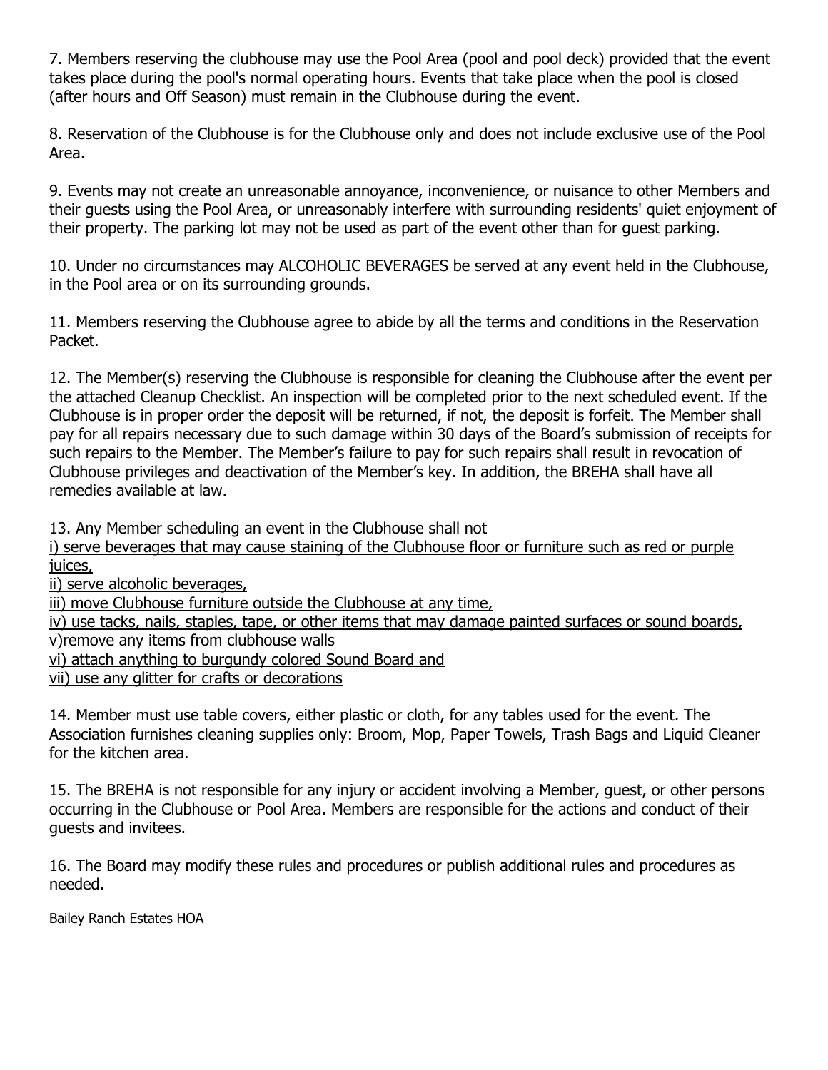7. Members reserving the clubhouse may use the Pool Area (pool and pool deck) provided that the event takes place during the pool's normal operating hours. Events that take place when the pool is closed (after hours and Off Season) must remain in the Clubhouse during the event.

8. Reservation of the Clubhouse is for the Clubhouse only and does not include exclusive use of the Pool Area.

9. Events may not create an unreasonable annoyance, inconvenience, or nuisance to other Members and their guests using the Pool Area, or unreasonably interfere with surrounding residents' quiet enjoyment of their property. The parking lot may not be used as part of the event other than for guest parking.

10. Under no circumstances may ALCOHOLIC BEVERAGES be served at any event held in the Clubhouse, in the Pool area or on its surrounding grounds.

11. Members reserving the Clubhouse agree to abide by all the terms and conditions in the Reservation Packet.

12. The Member(s) reserving the Clubhouse is responsible for cleaning the Clubhouse after the event per the attached Cleanup Checklist. An inspection will be completed prior to the next scheduled event. If the Clubhouse is in proper order the deposit will be returned, if not, the deposit is forfeit. The Member shall pay for all repairs necessary due to such damage within 30 days of the Board's submission of receipts for such repairs to the Member. The Member's failure to pay for such repairs shall result in revocation of Clubhouse privileges and deactivation of the Member's key. In addition, the BREHA shall have all remedies available at law.

13. Any Member scheduling an event in the Clubhouse shall not
<u>i) serve beverages that may cause staining of the Clubhouse floor or furniture such as red or purple juices,</u>
<u>ii) serve alcoholic beverages,</u>
<u>iii) move Clubhouse furniture outside the Clubhouse at any time,</u>
<u>iv) use tacks, nails, staples, tape, or other items that may damage painted surfaces or sound boards,</u>
<u>v)remove any items from clubhouse walls</u>
<u>vi) attach anything to burgundy colored Sound Board and</u>
<u>vii) use any glitter for crafts or decorations</u>

14. Member must use table covers, either plastic or cloth, for any tables used for the event. The Association furnishes cleaning supplies only: Broom, Mop, Paper Towels, Trash Bags and Liquid Cleaner for the kitchen area.

15. The BREHA is not responsible for any injury or accident involving a Member, guest, or other persons occurring in the Clubhouse or Pool Area. Members are responsible for the actions and conduct of their guests and invitees.

16. The Board may modify these rules and procedures or publish additional rules and procedures as needed.

Bailey Ranch Estates HOA